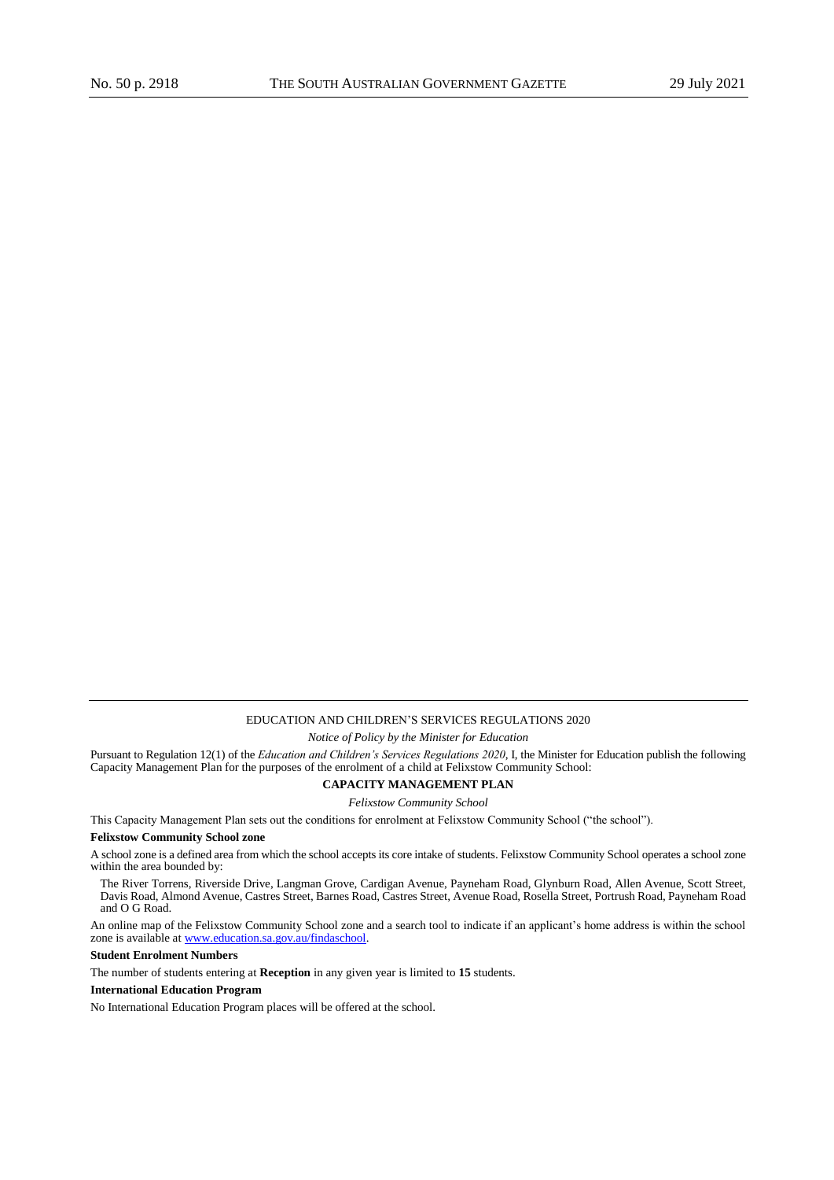EDUCATION AND CHILDREN'S SERVICES REGULATIONS 2020

*Notice of Policy by the Minister for Education*

Pursuant to Regulation 12(1) of the *Education and Children's Services Regulations 2020*, I, the Minister for Education publish the following Capacity Management Plan for the purposes of the enrolment of a child at Felixstow Community School:

## CAPACITY MANAGEMENT PLAN

*Felixstow Community School*

This Capacity Management Plan sets out the conditions for enrolment at Felixstow Community School ("the school").

**Felixstow Community School zone**

A school zone is a defined area from which the school accepts its core intake of students. Felixstow Community School operates a school zone within the area bounded by:

The River Torrens, Riverside Drive, Langman Grove, Cardigan Avenue, Payneham Road, Glynburn Road, Allen Avenue, Scott Street, Davis Road, Almond Avenue, Castres Street, Barnes Road, Castres Street, Avenue Road, Rosella Street, Portrush Road, Payneham Road and O G Road.

An online map of the Felixstow Community School zone and a search tool to indicate if an applicant's home address is within the school zone is available at www.education.sa.gov.au/findaschool.

**Student Enrolment Numbers**

The number of students entering at **Reception** in any given year is limited to **15** students.

**International Education Program**

No International Education Program places will be offered at the school.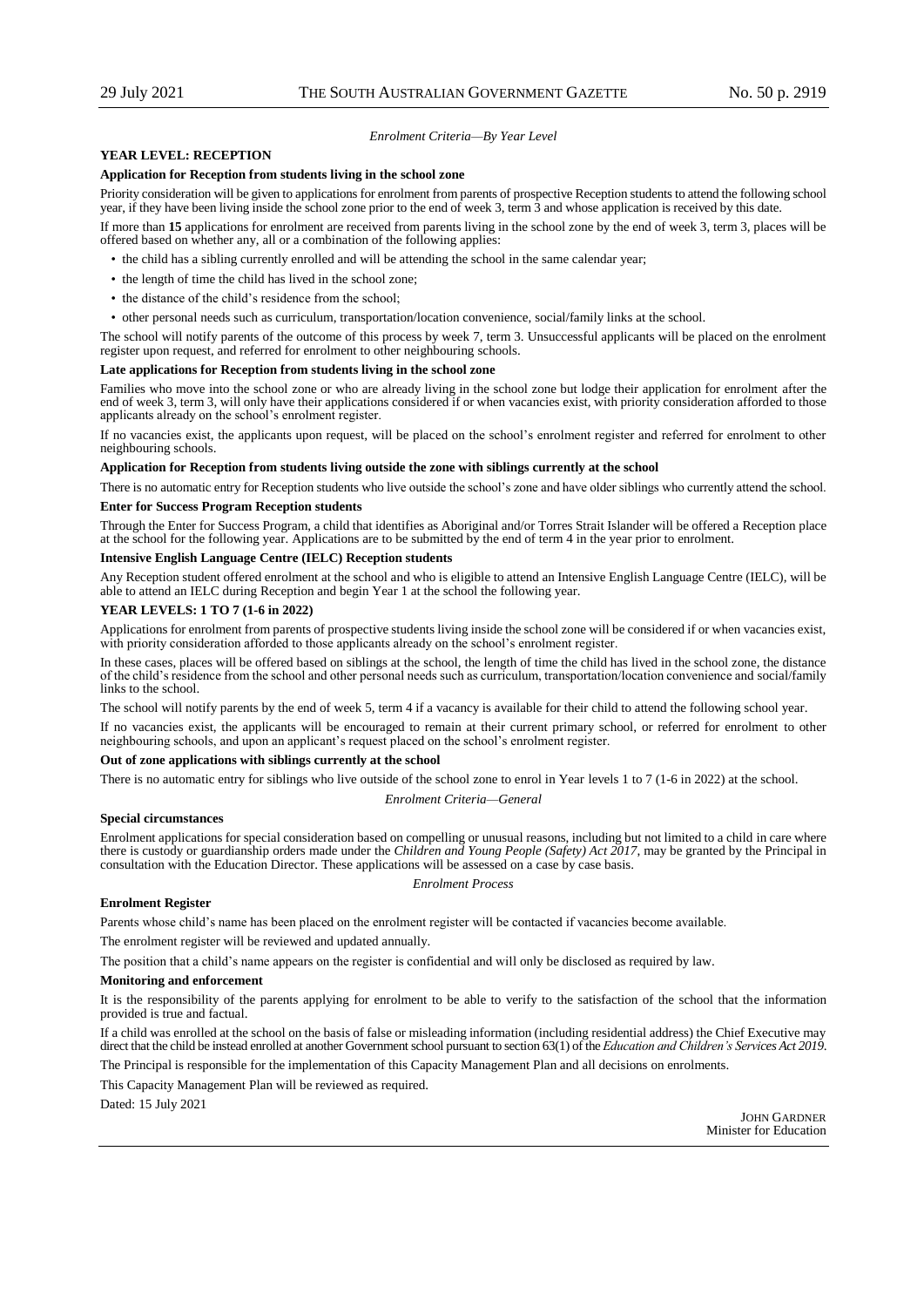*Enrolment Criteria—By Year Level*

**YEAR LEVEL: RECEPTION**

**Application for Reception from students living in the school zone**

Priority consideration will be given to applications for enrolment from parents of prospective Reception students to attend the following school year, if they have been living inside the school zone prior to the end of week 3, term 3 and whose application is received by this date.

If more than **15** applications for enrolment are received from parents living in the school zone by the end of week 3, term 3, places will be offered based on whether any, all or a combination of the following applies:

- the child has a sibling currently enrolled and will be attending the school in the same calendar year;
- the length of time the child has lived in the school zone;
- the distance of the child's residence from the school;
- other personal needs such as curriculum, transportation/location convenience, social/family links at the school.

The school will notify parents of the outcome of this process by week 7, term 3. Unsuccessful applicants will be placed on the enrolment register upon request, and referred for enrolment to other neighbouring schools.

**Late applications for Reception from students living in the school zone**

Families who move into the school zone or who are already living in the school zone but lodge their application for enrolment after the end of week 3, term 3, will only have their applications considered if or when vacancies exist, with priority consideration afforded to those applicants already on the school's enrolment register.

If no vacancies exist, the applicants upon request, will be placed on the school's enrolment register and referred for enrolment to other neighbouring schools.

**Application for Reception from students living outside the zone with siblings currently at the school**

There is no automatic entry for Reception students who live outside the school's zone and have older siblings who currently attend the school.

**Enter for Success Program Reception students**

Through the Enter for Success Program, a child that identifies as Aboriginal and/or Torres Strait Islander will be offered a Reception place at the school for the following year. Applications are to be submitted by the end of term 4 in the year prior to enrolment.

**Intensive English Language Centre (IELC) Reception students**

Any Reception student offered enrolment at the school and who is eligible to attend an Intensive English Language Centre (IELC), will be able to attend an IELC during Reception and begin Year 1 at the school the following year.

**YEAR LEVELS: 1 TO 7 (1-6 in 2022)**

Applications for enrolment from parents of prospective students living inside the school zone will be considered if or when vacancies exist, with priority consideration afforded to those applicants already on the school's enrolment register.

In these cases, places will be offered based on siblings at the school, the length of time the child has lived in the school zone, the distance of the child's residence from the school and other personal needs such as curriculum, transportation/location convenience and social/family links to the school.

The school will notify parents by the end of week 5, term 4 if a vacancy is available for their child to attend the following school year.

If no vacancies exist, the applicants will be encouraged to remain at their current primary school, or referred for enrolment to other neighbouring schools, and upon an applicant's request placed on the school's enrolment register.

**Out of zone applications with siblings currently at the school**

There is no automatic entry for siblings who live outside of the school zone to enrol in Year levels 1 to 7 (1-6 in 2022) at the school.

*Enrolment Criteria—General*

**Special circumstances**

Enrolment applications for special consideration based on compelling or unusual reasons, including but not limited to a child in care where there is custody or guardianship orders made under the *Children and Young People (Safety) Act 2017*, may be granted by the Principal in consultation with the Education Director. These applications will be assessed on a case by case basis.

*Enrolment Process*

**Enrolment Register**

Parents whose child's name has been placed on the enrolment register will be contacted if vacancies become available.

The enrolment register will be reviewed and updated annually.

The position that a child's name appears on the register is confidential and will only be disclosed as required by law.

**Monitoring and enforcement**

It is the responsibility of the parents applying for enrolment to be able to verify to the satisfaction of the school that the information provided is true and factual.

If a child was enrolled at the school on the basis of false or misleading information (including residential address) the Chief Executive may direct that the child be instead enrolled at another Government school pursuant to section 63(1) of the *Education and Children's Services Act 2019*.

The Principal is responsible for the implementation of this Capacity Management Plan and all decisions on enrolments.

This Capacity Management Plan will be reviewed as required.

Dated: 15 July 2021

JOHN GARDNER
Minister for Education